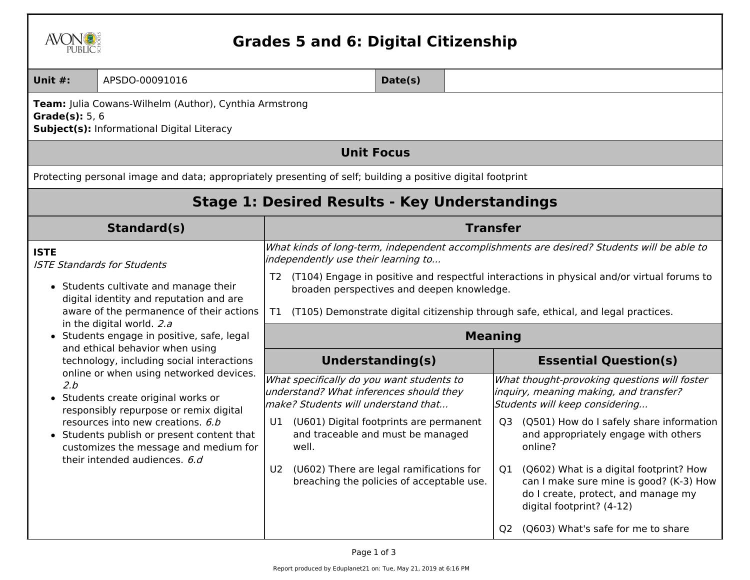# Grades 5 and 6: Digital Citizenship

| **Unit #:** | APSDO-00091016 | **Date(s)** | |
|---|---|---|---|

**Team:** Julia Cowans-Wilhelm (Author), Cynthia Armstrong
**Grade(s):** 5, 6
**Subject(s):** Informational Digital Literacy

## Unit Focus

Protecting personal image and data; appropriately presenting of self; building a positive digital footprint

## Stage 1: Desired Results - Key Understandings

### Standard(s)

**ISTE**
*ISTE Standards for Students*

- Students cultivate and manage their digital identity and reputation and are aware of the permanence of their actions in the digital world. *2.a*
- Students engage in positive, safe, legal and ethical behavior when using technology, including social interactions online or when using networked devices. *2.b*
- Students create original works or responsibly repurpose or remix digital resources into new creations. *6.b*
- Students publish or present content that customizes the message and medium for their intended audiences. *6.d*

### Transfer

*What kinds of long-term, independent accomplishments are desired? Students will be able to independently use their learning to...*

T2 (T104) Engage in positive and respectful interactions in physical and/or virtual forums to broaden perspectives and deepen knowledge.

T1 (T105) Demonstrate digital citizenship through safe, ethical, and legal practices.

### Meaning

#### Understanding(s)

*What specifically do you want students to understand? What inferences should they make? Students will understand that...*

U1 (U601) Digital footprints are permanent and traceable and must be managed well.

U2 (U602) There are legal ramifications for breaching the policies of acceptable use.

#### Essential Question(s)

*What thought-provoking questions will foster inquiry, meaning making, and transfer? Students will keep considering...*

Q3 (Q501) How do I safely share information and appropriately engage with others online?

Q1 (Q602) What is a digital footprint? How can I make sure mine is good? (K-3) How do I create, protect, and manage my digital footprint? (4-12)

Q2 (Q603) What's safe for me to share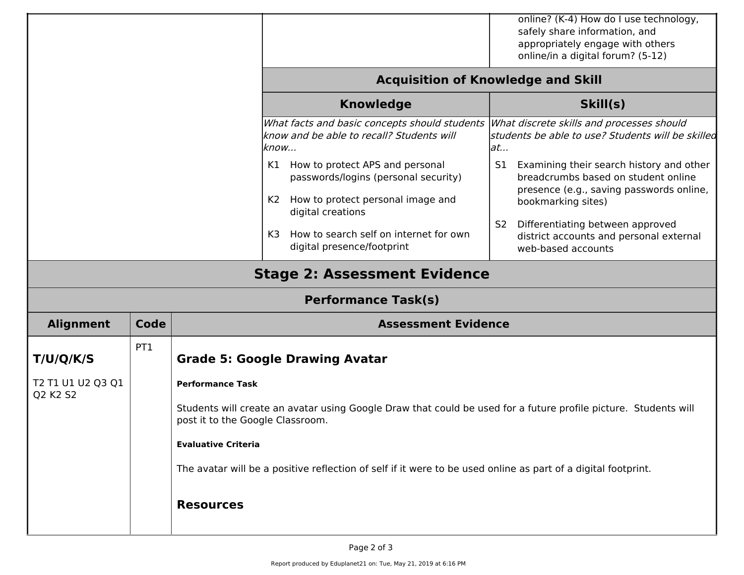| | | |
|---|---|---|
| | | online? (K-4) How do I use technology, safely share information, and appropriately engage with others online/in a digital forum? (5-12) |

## Acquisition of Knowledge and Skill

| Knowledge | Skill(s) |
|---|---|
| *What facts and basic concepts should students know and be able to recall? Students will know...* | *What discrete skills and processes should students be able to use? Students will be skilled at...* |
| K1 How to protect APS and personal passwords/logins (personal security) | S1 Examining their search history and other breadcrumbs based on student online presence (e.g., saving passwords online, bookmarking sites) |
| K2 How to protect personal image and digital creations | S2 Differentiating between approved district accounts and personal external web-based accounts |
| K3 How to search self on internet for own digital presence/footprint | |

# Stage 2: Assessment Evidence

## Performance Task(s)

| Alignment | Code | Assessment Evidence |
|---|---|---|
| **T/U/Q/K/S**<br>T2 T1 U1 U2 Q3 Q1 Q2 K2 S2 | PT1 | **Grade 5: Google Drawing Avatar**<br>**Performance Task**<br>Students will create an avatar using Google Draw that could be used for a future profile picture. Students will post it to the Google Classroom.<br>**Evaluative Criteria**<br>The avatar will be a positive reflection of self if it were to be used online as part of a digital footprint.<br>**Resources** |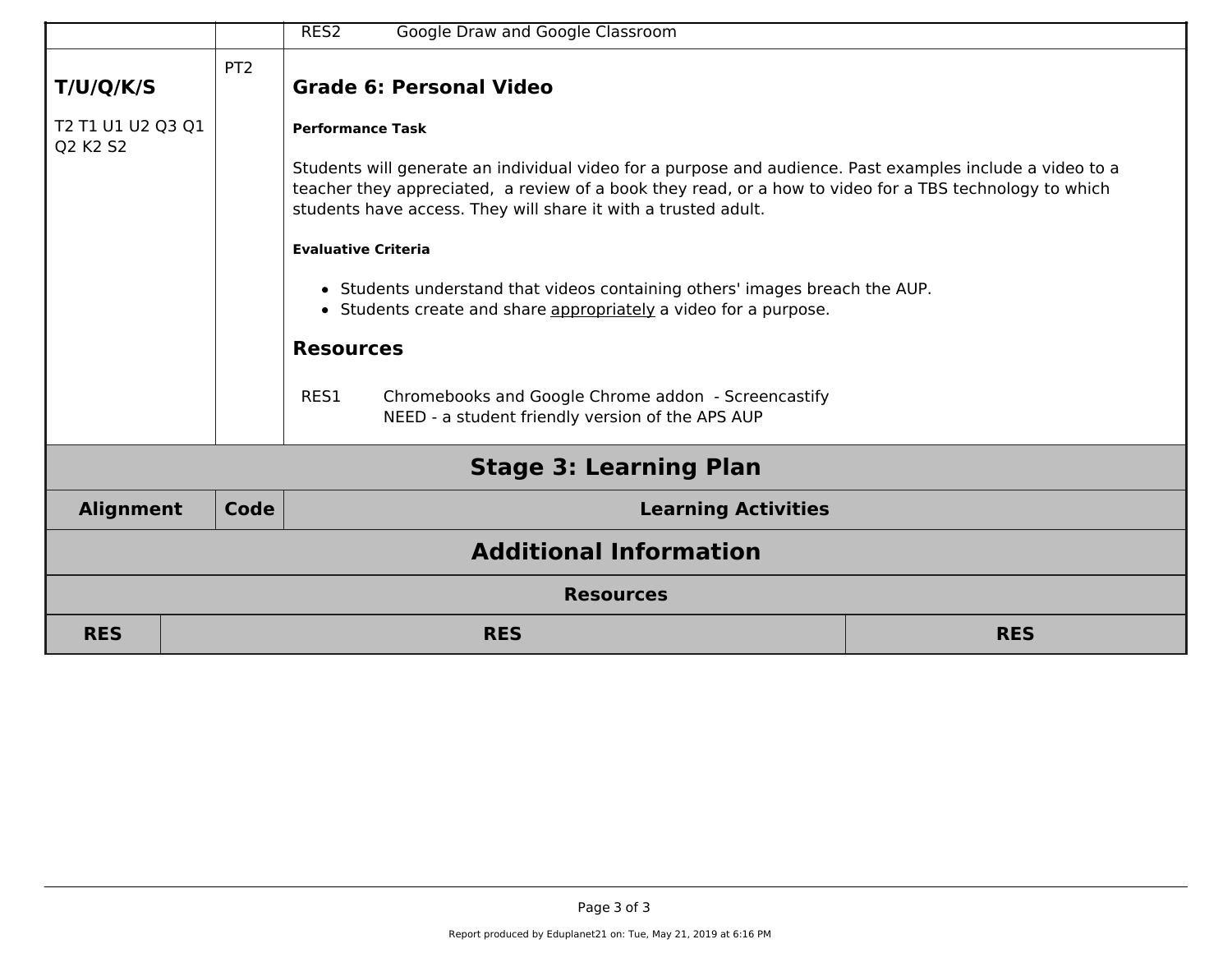| | | |
|---|---|---|
| | | RES2 Google Draw and Google Classroom |
| **T/U/Q/K/S**<br><br>T2 T1 U1 U2 Q3 Q1 Q2 K2 S2 | PT2 | **Grade 6: Personal Video**<br><br>**Performance Task**<br><br>Students will generate an individual video for a purpose and audience. Past examples include a video to a teacher they appreciated, a review of a book they read, or a how to video for a TBS technology to which students have access. They will share it with a trusted adult.<br><br>**Evaluative Criteria**<br><br>• Students understand that videos containing others' images breach the AUP.<br>• Students create and share appropriately a video for a purpose.<br><br>**Resources**<br><br>RES1 Chromebooks and Google Chrome addon - Screencastify<br>NEED - a student friendly version of the APS AUP |

## Stage 3: Learning Plan

| Alignment | Code | Learning Activities |
|---|---|---|

## Additional Information

### Resources

| RES | RES | RES |
|---|---|---|

Report produced by Eduplanet21 on: Tue, May 21, 2019 at 6:16 PM